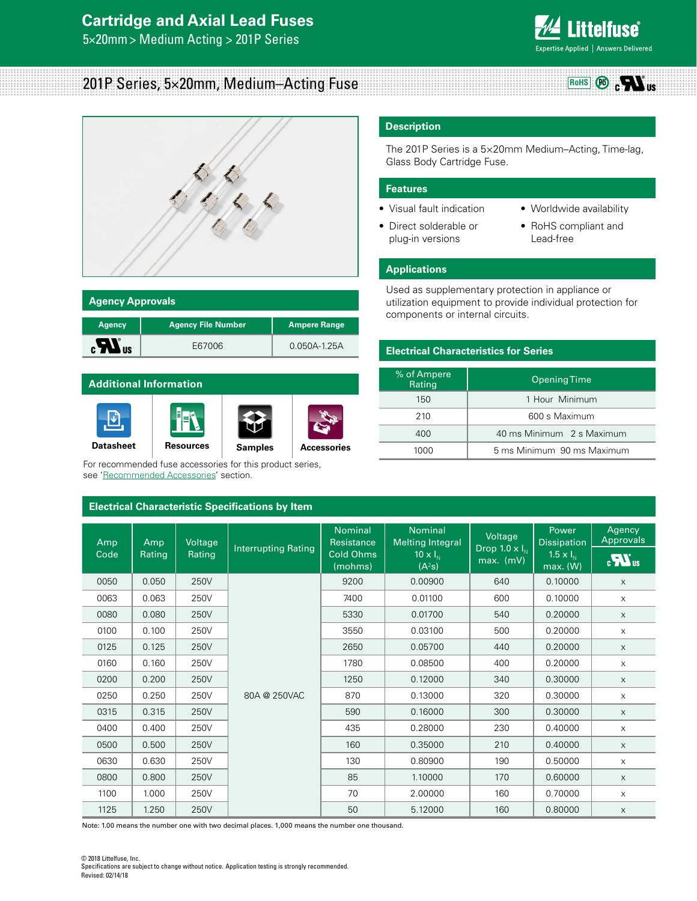# Cartridge and Axial Lead Fuses

5×20mm > Medium Acting > 201P Series

## 201P Series, 5×20mm, Medium–Acting Fuse

### Description

The 201P Series is a 5×20mm Medium–Acting, Time-lag, Glass Body Cartridge Fuse.

### Features

- Visual fault indication
- Direct solderable or plug-in versions
- Worldwide availability
- RoHS compliant and Lead-free

### Applications

Used as supplementary protection in appliance or utilization equipment to provide individual protection for components or internal circuits.

### Agency Approvals

| Agency | Agency File Number | Ampere Range |
|---|---|---|
| cULus | E67006 | 0.050A-1.25A |

### Additional Information

Datasheet | Resources | Samples | Accessories

For recommended fuse accessories for this product series, see 'Recommended Accessories' section.

### Electrical Characteristics for Series

| % of Ampere Rating | Opening Time |
|---|---|
| 150 | 1 Hour Minimum |
| 210 | 600 s Maximum |
| 400 | 40 ms Minimum 2 s Maximum |
| 1000 | 5 ms Minimum 90 ms Maximum |

### Electrical Characteristic Specifications by Item

| Amp Code | Amp Rating | Voltage Rating | Interrupting Rating | Nominal Resistance Cold Ohms (mohms) | Nominal Melting Integral 10 x $I_N$ ($A^2s$) | Voltage Drop 1.0 x $I_N$ max. (mV) | Power Dissipation 1.5 x $I_N$ max. (W) | Agency Approvals cULus |
|---|---|---|---|---|---|---|---|---|
| 0050 | 0.050 | 250V | 80A @ 250VAC | 9200 | 0.00900 | 640 | 0.10000 | x |
| 0063 | 0.063 | 250V | | 7400 | 0.01100 | 600 | 0.10000 | x |
| 0080 | 0.080 | 250V | | 5330 | 0.01700 | 540 | 0.20000 | x |
| 0100 | 0.100 | 250V | | 3550 | 0.03100 | 500 | 0.20000 | x |
| 0125 | 0.125 | 250V | | 2650 | 0.05700 | 440 | 0.20000 | x |
| 0160 | 0.160 | 250V | | 1780 | 0.08500 | 400 | 0.20000 | x |
| 0200 | 0.200 | 250V | | 1250 | 0.12000 | 340 | 0.30000 | x |
| 0250 | 0.250 | 250V | | 870 | 0.13000 | 320 | 0.30000 | x |
| 0315 | 0.315 | 250V | | 590 | 0.16000 | 300 | 0.30000 | x |
| 0400 | 0.400 | 250V | | 435 | 0.28000 | 230 | 0.40000 | x |
| 0500 | 0.500 | 250V | | 160 | 0.35000 | 210 | 0.40000 | x |
| 0630 | 0.630 | 250V | | 130 | 0.80900 | 190 | 0.50000 | x |
| 0800 | 0.800 | 250V | | 85 | 1.10000 | 170 | 0.60000 | x |
| 1100 | 1.000 | 250V | | 70 | 2.00000 | 160 | 0.70000 | x |
| 1125 | 1.250 | 250V | | 50 | 5.12000 | 160 | 0.80000 | x |

Note: 1.00 means the number one with two decimal places. 1,000 means the number one thousand.

© 2018 Littelfuse, Inc.
Specifications are subject to change without notice. Application testing is strongly recommended.
Revised: 02/14/18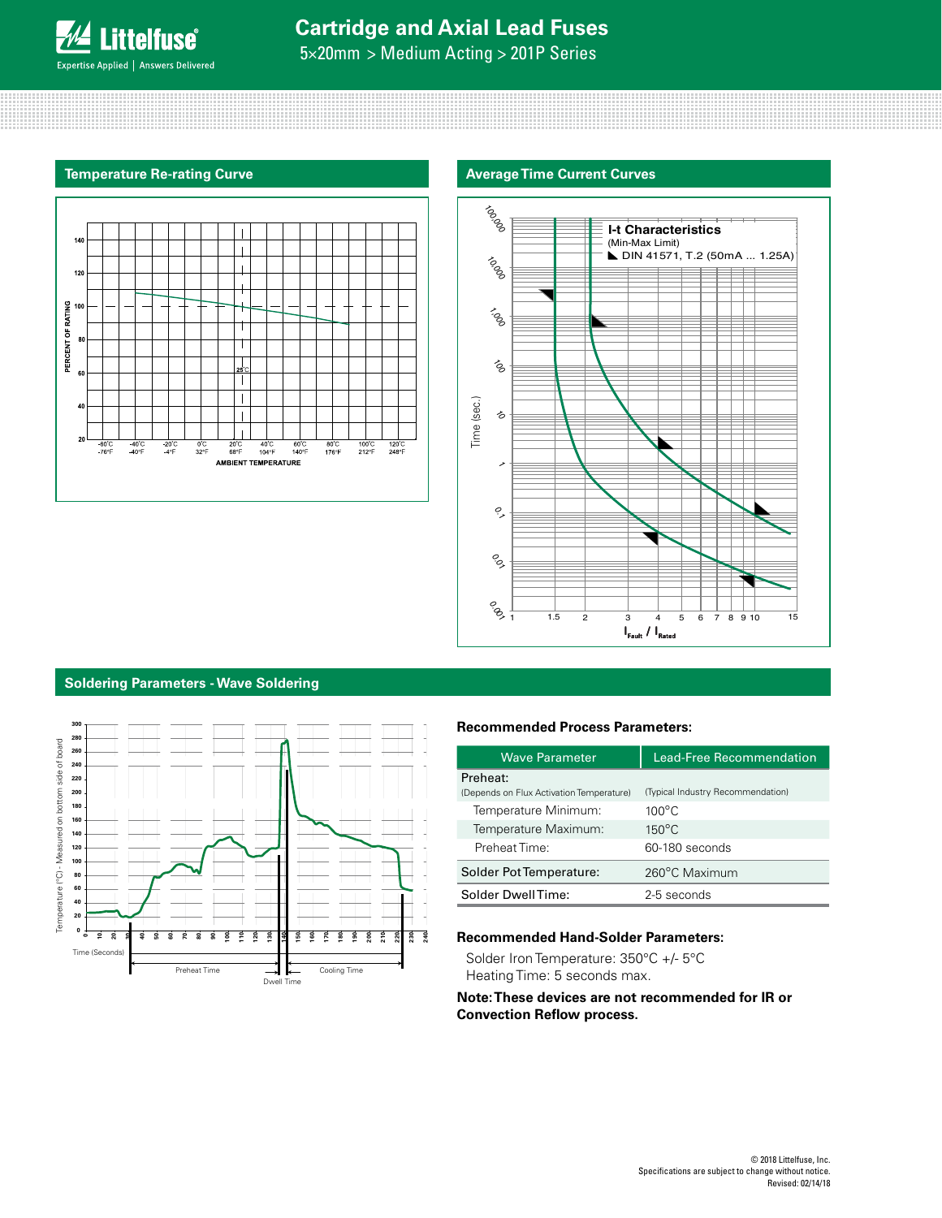## Temperature Re-rating Curve

## Average Time Current Curves

## Soldering Parameters - Wave Soldering

### Recommended Process Parameters:

| Wave Parameter | Lead-Free Recommendation |
|---|---|
| Preheat: (Depends on Flux Activation Temperature) | (Typical Industry Recommendation) |
| Temperature Minimum: | 100°C |
| Temperature Maximum: | 150°C |
| Preheat Time: | 60-180 seconds |
| Solder Pot Temperature: | 260°C Maximum |
| Solder Dwell Time: | 2-5 seconds |

### Recommended Hand-Solder Parameters:

Solder Iron Temperature: 350°C +/- 5°C
Heating Time: 5 seconds max.

**Note: These devices are not recommended for IR or Convection Reflow process.**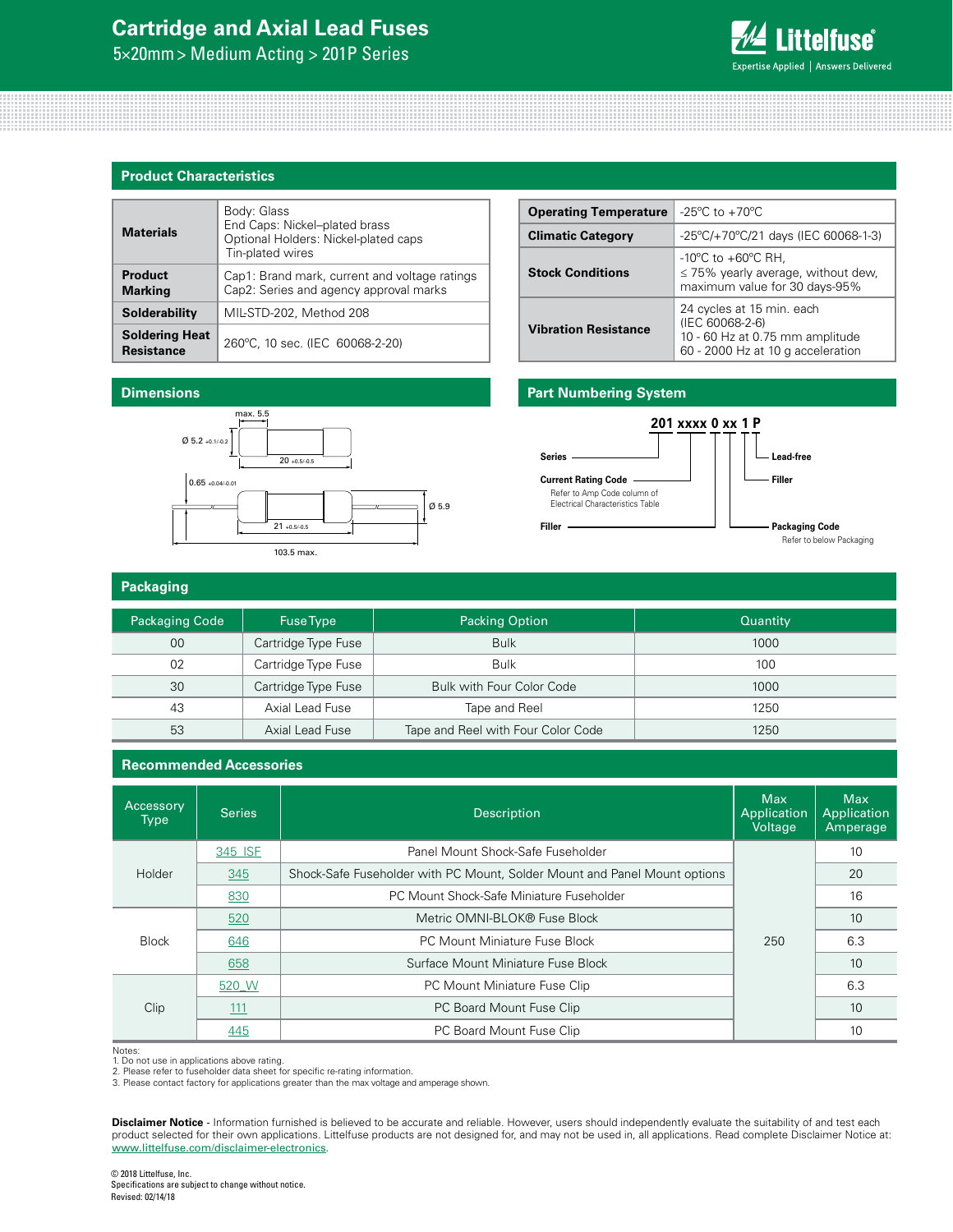## Product Characteristics

| | |
|---|---|
| **Materials** | Body: Glass<br>End Caps: Nickel–plated brass<br>Optional Holders: Nickel-plated caps<br>Tin-plated wires |
| **Product Marking** | Cap1: Brand mark, current and voltage ratings<br>Cap2: Series and agency approval marks |
| **Solderability** | MIL-STD-202, Method 208 |
| **Soldering Heat Resistance** | 260°C, 10 sec. (IEC 60068-2-20) |

| | |
|---|---|
| **Operating Temperature** | -25°C to +70°C |
| **Climatic Category** | -25°C/+70°C/21 days (IEC 60068-1-3) |
| **Stock Conditions** | -10°C to +60°C RH,<br>≤ 75% yearly average, without dew,<br>maximum value for 30 days-95% |
| **Vibration Resistance** | 24 cycles at 15 min. each<br>(IEC 60068-2-6)<br>10 - 60 Hz at 0.75 mm amplitude<br>60 - 2000 Hz at 10 g acceleration |

## Dimensions

max. 5.5
Ø 5.2 +0.1/-0.2
20 +0.5/-0.5
0.65 +0.04/-0.01
Ø 5.9
21 +0.5/-0.5
103.5 max.

## Part Numbering System

**201 xxxx 0 xx 1 P**

Series
Current Rating Code — Refer to Amp Code column of Electrical Characteristics Table
Filler
Lead-free
Filler
Packaging Code — Refer to below Packaging

## Packaging

| Packaging Code | Fuse Type | Packing Option | Quantity |
|---|---|---|---|
| 00 | Cartridge Type Fuse | Bulk | 1000 |
| 02 | Cartridge Type Fuse | Bulk | 100 |
| 30 | Cartridge Type Fuse | Bulk with Four Color Code | 1000 |
| 43 | Axial Lead Fuse | Tape and Reel | 1250 |
| 53 | Axial Lead Fuse | Tape and Reel with Four Color Code | 1250 |

## Recommended Accessories

| Accessory Type | Series | Description | Max Application Voltage | Max Application Amperage |
|---|---|---|---|---|
| Holder | 345_ISF | Panel Mount Shock-Safe Fuseholder | 250 | 10 |
| | 345 | Shock-Safe Fuseholder with PC Mount, Solder Mount and Panel Mount options | | 20 |
| | 830 | PC Mount Shock-Safe Miniature Fuseholder | | 16 |
| Block | 520 | Metric OMNI-BLOK® Fuse Block | | 10 |
| | 646 | PC Mount Miniature Fuse Block | | 6.3 |
| | 658 | Surface Mount Miniature Fuse Block | | 10 |
| Clip | 520_W | PC Mount Miniature Fuse Clip | | 6.3 |
| | 111 | PC Board Mount Fuse Clip | | 10 |
| | 445 | PC Board Mount Fuse Clip | | 10 |

Notes:
1. Do not use in applications above rating.
2. Please refer to fuseholder data sheet for specific re-rating information.
3. Please contact factory for applications greater than the max voltage and amperage shown.

**Disclaimer Notice** - Information furnished is believed to be accurate and reliable. However, users should independently evaluate the suitability of and test each product selected for their own applications. Littelfuse products are not designed for, and may not be used in, all applications. Read complete Disclaimer Notice at: www.littelfuse.com/disclaimer-electronics.

© 2018 Littelfuse, Inc.
Specifications are subject to change without notice.
Revised: 02/14/18